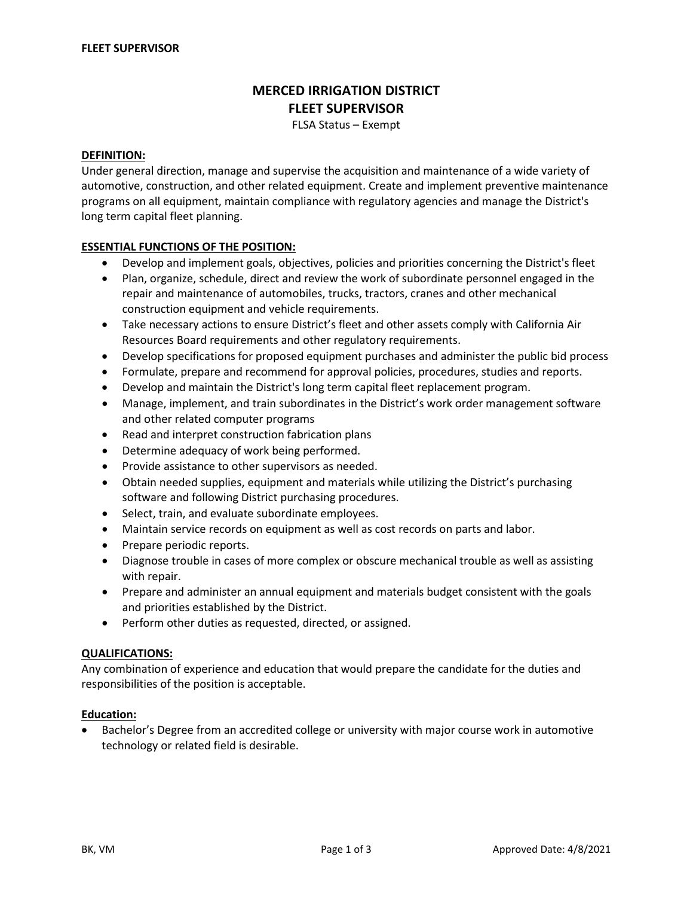# MERCED IRRIGATION DISTRICT
# FLEET SUPERVISOR

FLSA Status – Exempt

## DEFINITION:

Under general direction, manage and supervise the acquisition and maintenance of a wide variety of automotive, construction, and other related equipment. Create and implement preventive maintenance programs on all equipment, maintain compliance with regulatory agencies and manage the District's long term capital fleet planning.

## ESSENTIAL FUNCTIONS OF THE POSITION:

- Develop and implement goals, objectives, policies and priorities concerning the District's fleet
- Plan, organize, schedule, direct and review the work of subordinate personnel engaged in the repair and maintenance of automobiles, trucks, tractors, cranes and other mechanical construction equipment and vehicle requirements.
- Take necessary actions to ensure District's fleet and other assets comply with California Air Resources Board requirements and other regulatory requirements.
- Develop specifications for proposed equipment purchases and administer the public bid process
- Formulate, prepare and recommend for approval policies, procedures, studies and reports.
- Develop and maintain the District's long term capital fleet replacement program.
- Manage, implement, and train subordinates in the District's work order management software and other related computer programs
- Read and interpret construction fabrication plans
- Determine adequacy of work being performed.
- Provide assistance to other supervisors as needed.
- Obtain needed supplies, equipment and materials while utilizing the District's purchasing software and following District purchasing procedures.
- Select, train, and evaluate subordinate employees.
- Maintain service records on equipment as well as cost records on parts and labor.
- Prepare periodic reports.
- Diagnose trouble in cases of more complex or obscure mechanical trouble as well as assisting with repair.
- Prepare and administer an annual equipment and materials budget consistent with the goals and priorities established by the District.
- Perform other duties as requested, directed, or assigned.

## QUALIFICATIONS:

Any combination of experience and education that would prepare the candidate for the duties and responsibilities of the position is acceptable.

### Education:

- Bachelor's Degree from an accredited college or university with major course work in automotive technology or related field is desirable.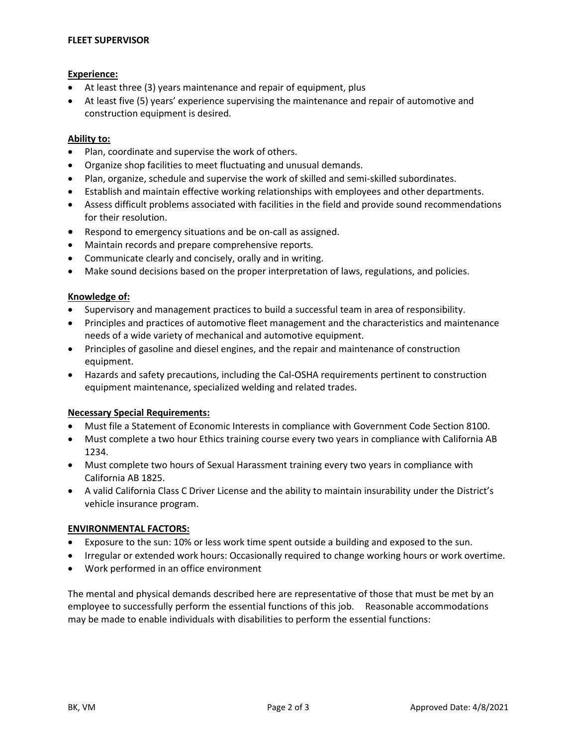**FLEET SUPERVISOR**

**Experience:**

- At least three (3) years maintenance and repair of equipment, plus
- At least five (5) years' experience supervising the maintenance and repair of automotive and construction equipment is desired.

**Ability to:**

- Plan, coordinate and supervise the work of others.
- Organize shop facilities to meet fluctuating and unusual demands.
- Plan, organize, schedule and supervise the work of skilled and semi-skilled subordinates.
- Establish and maintain effective working relationships with employees and other departments.
- Assess difficult problems associated with facilities in the field and provide sound recommendations for their resolution.
- Respond to emergency situations and be on-call as assigned.
- Maintain records and prepare comprehensive reports.
- Communicate clearly and concisely, orally and in writing.
- Make sound decisions based on the proper interpretation of laws, regulations, and policies.

**Knowledge of:**

- Supervisory and management practices to build a successful team in area of responsibility.
- Principles and practices of automotive fleet management and the characteristics and maintenance needs of a wide variety of mechanical and automotive equipment.
- Principles of gasoline and diesel engines, and the repair and maintenance of construction equipment.
- Hazards and safety precautions, including the Cal-OSHA requirements pertinent to construction equipment maintenance, specialized welding and related trades.

**Necessary Special Requirements:**

- Must file a Statement of Economic Interests in compliance with Government Code Section 8100.
- Must complete a two hour Ethics training course every two years in compliance with California AB 1234.
- Must complete two hours of Sexual Harassment training every two years in compliance with California AB 1825.
- A valid California Class C Driver License and the ability to maintain insurability under the District's vehicle insurance program.

**ENVIRONMENTAL FACTORS:**

- Exposure to the sun: 10% or less work time spent outside a building and exposed to the sun.
- Irregular or extended work hours: Occasionally required to change working hours or work overtime.
- Work performed in an office environment

The mental and physical demands described here are representative of those that must be met by an employee to successfully perform the essential functions of this job. Reasonable accommodations may be made to enable individuals with disabilities to perform the essential functions: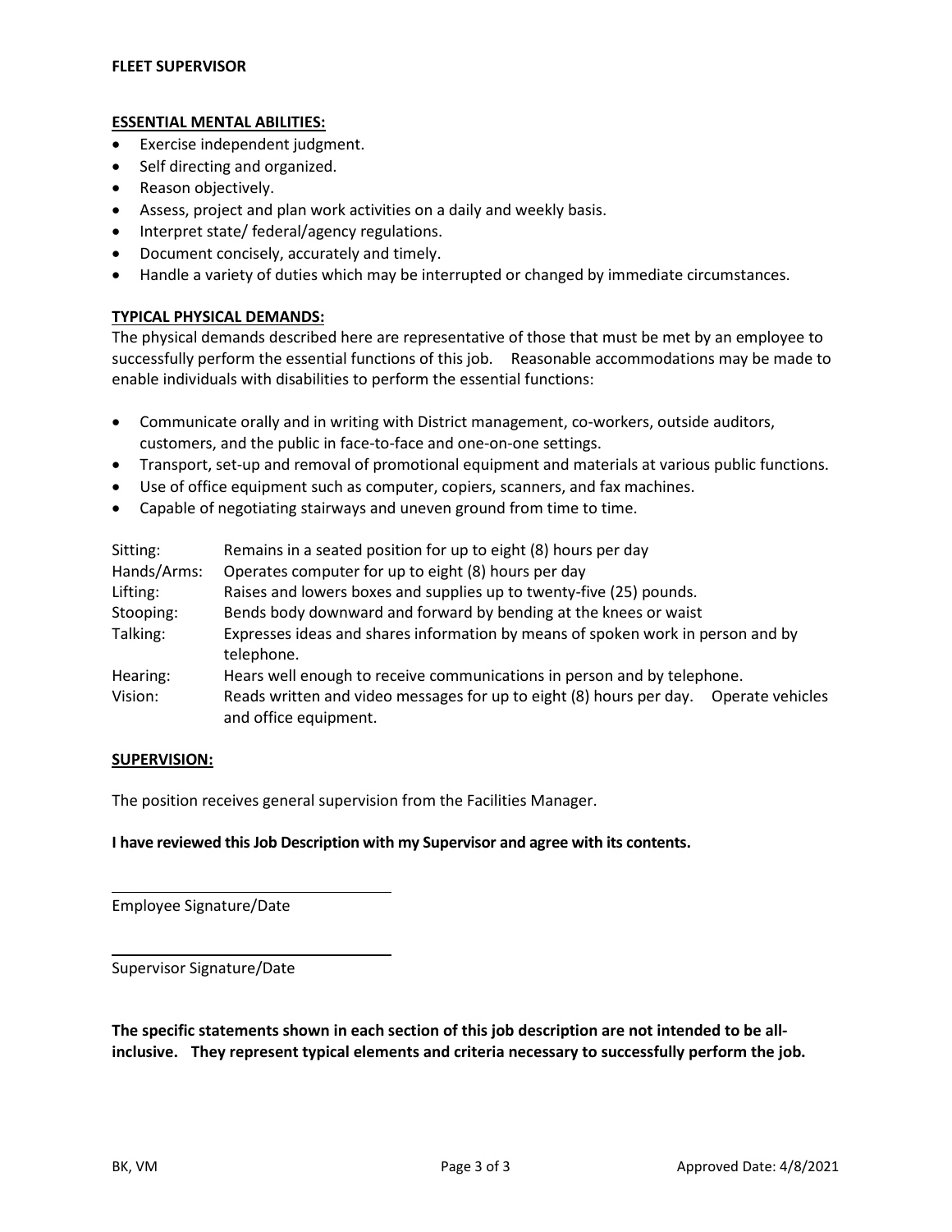**FLEET SUPERVISOR**

**ESSENTIAL MENTAL ABILITIES:**

- Exercise independent judgment.
- Self directing and organized.
- Reason objectively.
- Assess, project and plan work activities on a daily and weekly basis.
- Interpret state/ federal/agency regulations.
- Document concisely, accurately and timely.
- Handle a variety of duties which may be interrupted or changed by immediate circumstances.

**TYPICAL PHYSICAL DEMANDS:**

The physical demands described here are representative of those that must be met by an employee to successfully perform the essential functions of this job. Reasonable accommodations may be made to enable individuals with disabilities to perform the essential functions:

- Communicate orally and in writing with District management, co-workers, outside auditors, customers, and the public in face-to-face and one-on-one settings.
- Transport, set-up and removal of promotional equipment and materials at various public functions.
- Use of office equipment such as computer, copiers, scanners, and fax machines.
- Capable of negotiating stairways and uneven ground from time to time.

| | |
|---|---|
| Sitting: | Remains in a seated position for up to eight (8) hours per day |
| Hands/Arms: | Operates computer for up to eight (8) hours per day |
| Lifting: | Raises and lowers boxes and supplies up to twenty-five (25) pounds. |
| Stooping: | Bends body downward and forward by bending at the knees or waist |
| Talking: | Expresses ideas and shares information by means of spoken work in person and by telephone. |
| Hearing: | Hears well enough to receive communications in person and by telephone. |
| Vision: | Reads written and video messages for up to eight (8) hours per day. Operate vehicles and office equipment. |

**SUPERVISION:**

The position receives general supervision from the Facilities Manager.

**I have reviewed this Job Description with my Supervisor and agree with its contents.**

______________________________
Employee Signature/Date

______________________________
Supervisor Signature/Date

**The specific statements shown in each section of this job description are not intended to be all-inclusive. They represent typical elements and criteria necessary to successfully perform the job.**

BK, VM

Approved Date: 4/8/2021